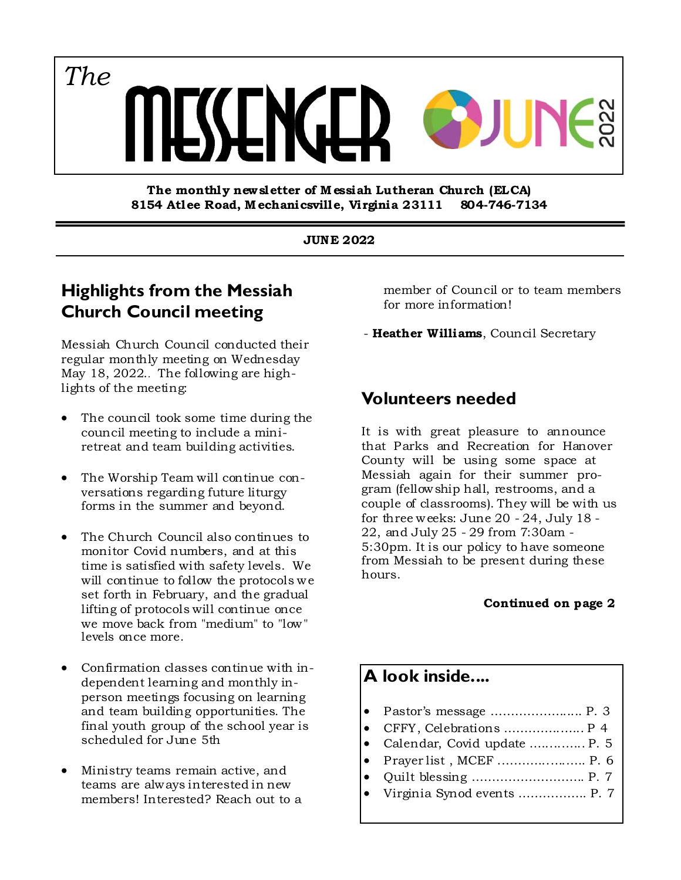# *The* MESSENGER JUNE 2022

**The monthly newsletter of Messiah Lutheran Church (ELCA)**
**8154 Atlee Road, Mechanicsville, Virginia 23111 804-746-7134**

**JUNE 2022**

## Highlights from the Messiah Church Council meeting

Messiah Church Council conducted their regular monthly meeting on Wednesday May 18, 2022.. The following are highlights of the meeting:

- The council took some time during the council meeting to include a mini-retreat and team building activities.
- The Worship Team will continue conversations regarding future liturgy forms in the summer and beyond.
- The Church Council also continues to monitor Covid numbers, and at this time is satisfied with safety levels. We will continue to follow the protocols we set forth in February, and the gradual lifting of protocols will continue once we move back from "medium" to "low" levels once more.
- Confirmation classes continue with independent learning and monthly in-person meetings focusing on learning and team building opportunities. The final youth group of the school year is scheduled for June 5th
- Ministry teams remain active, and teams are always interested in new members! Interested? Reach out to a member of Council or to team members for more information!

- **Heather Williams**, Council Secretary

## Volunteers needed

It is with great pleasure to announce that Parks and Recreation for Hanover County will be using some space at Messiah again for their summer program (fellowship hall, restrooms, and a couple of classrooms). They will be with us for three weeks: June 20 - 24, July 18 - 22, and July 25 - 29 from 7:30am - 5:30pm. It is our policy to have someone from Messiah to be present during these hours.

**Continued on page 2**

## A look inside....

- Pastor's message ....................... P. 3
- CFFY, Celebrations .................... P 4
- Calendar, Covid update .............. P. 5
- Prayer list , MCEF ...................... P. 6
- Quilt blessing ............................ P. 7
- Virginia Synod events ................. P. 7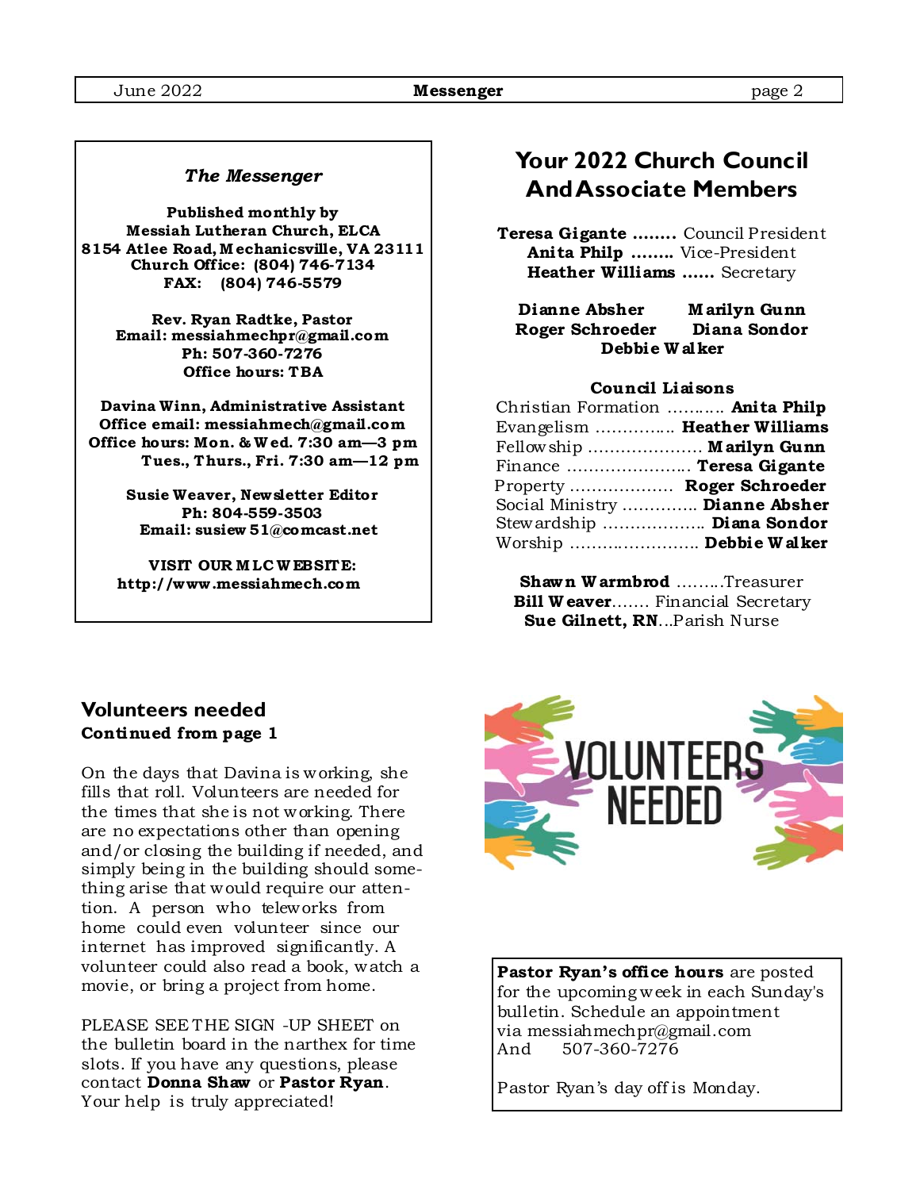*The Messenger*

**Published monthly by**
**Messiah Lutheran Church, ELCA**
**8154 Atlee Road, Mechanicsville, VA 23111**
**Church Office: (804) 746-7134**
**FAX: (804) 746-5579**

**Rev. Ryan Radtke, Pastor**
**Email: messiahmechpr@gmail.com**
**Ph: 507-360-7276**
**Office hours: TBA**

**Davina Winn, Administrative Assistant**
**Office email: messiahmech@gmail.com**
**Office hours: Mon. & Wed. 7:30 am—3 pm**
**Tues., Thurs., Fri. 7:30 am—12 pm**

**Susie Weaver, Newsletter Editor**
**Ph: 804-559-3503**
**Email: susiew51@comcast.net**

**VISIT OUR MLC WEBSITE:**
**http://www.messiahmech.com**

## Your 2022 Church Council And Associate Members

**Teresa Gigante** ........ Council President
**Anita Philp** ........ Vice-President
**Heather Williams** ...... Secretary

**Dianne Absher** **Marilyn Gunn**
**Roger Schroeder** **Diana Sondor**
**Debbie Walker**

**Council Liaisons**

Christian Formation ........... **Anita Philp**
Evangelism ............... **Heather Williams**
Fellowship ..................... **Marilyn Gunn**
Finance ....................... **Teresa Gigante**
Property ................... **Roger Schroeder**
Social Ministry .............. **Dianne Absher**
Stewardship .................. **Diana Sondor**
Worship ......................... **Debbie Walker**

**Shawn Warmbrod** .........Treasurer
**Bill Weaver**....... Financial Secretary
**Sue Gilnett, RN**...Parish Nurse

## Volunteers needed
**Continued from page 1**

On the days that Davina is working, she fills that roll. Volunteers are needed for the times that she is not working. There are no expectations other than opening and/or closing the building if needed, and simply being in the building should something arise that would require our attention. A person who teleworks from home could even volunteer since our internet has improved significantly. A volunteer could also read a book, watch a movie, or bring a project from home.

PLEASE SEE THE SIGN -UP SHEET on the bulletin board in the narthex for time slots. If you have any questions, please contact **Donna Shaw** or **Pastor Ryan**. Your help is truly appreciated!

VOLUNTEERS NEEDED

**Pastor Ryan's office hours** are posted for the upcoming week in each Sunday's bulletin. Schedule an appointment via messiahmechpr@gmail.com And 507-360-7276

Pastor Ryan's day off is Monday.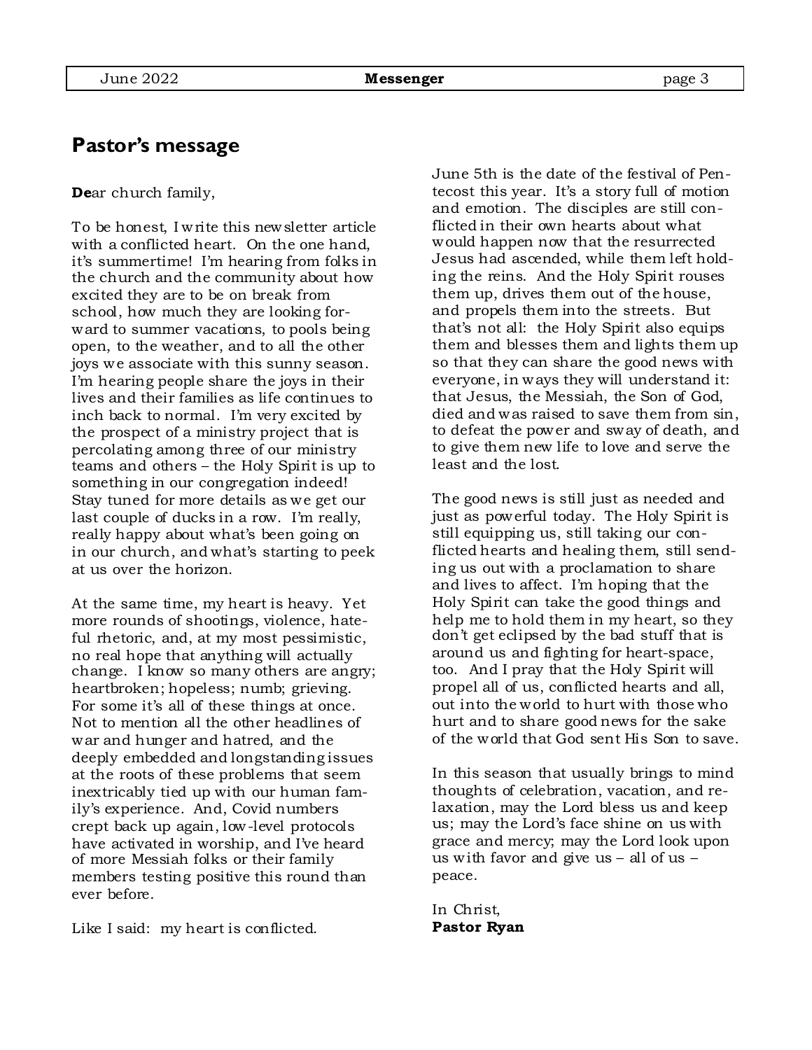## Pastor's message

**De**ar church family,

To be honest, I write this newsletter article with a conflicted heart. On the one hand, it's summertime! I'm hearing from folks in the church and the community about how excited they are to be on break from school, how much they are looking forward to summer vacations, to pools being open, to the weather, and to all the other joys we associate with this sunny season. I'm hearing people share the joys in their lives and their families as life continues to inch back to normal. I'm very excited by the prospect of a ministry project that is percolating among three of our ministry teams and others – the Holy Spirit is up to something in our congregation indeed! Stay tuned for more details as we get our last couple of ducks in a row. I'm really, really happy about what's been going on in our church, and what's starting to peek at us over the horizon.

At the same time, my heart is heavy. Yet more rounds of shootings, violence, hateful rhetoric, and, at my most pessimistic, no real hope that anything will actually change. I know so many others are angry; heartbroken; hopeless; numb; grieving. For some it's all of these things at once. Not to mention all the other headlines of war and hunger and hatred, and the deeply embedded and longstanding issues at the roots of these problems that seem inextricably tied up with our human family's experience. And, Covid numbers crept back up again, low-level protocols have activated in worship, and I've heard of more Messiah folks or their family members testing positive this round than ever before.

Like I said: my heart is conflicted.

June 5th is the date of the festival of Pentecost this year. It's a story full of motion and emotion. The disciples are still conflicted in their own hearts about what would happen now that the resurrected Jesus had ascended, while them left holding the reins. And the Holy Spirit rouses them up, drives them out of the house, and propels them into the streets. But that's not all: the Holy Spirit also equips them and blesses them and lights them up so that they can share the good news with everyone, in ways they will understand it: that Jesus, the Messiah, the Son of God, died and was raised to save them from sin, to defeat the power and sway of death, and to give them new life to love and serve the least and the lost.

The good news is still just as needed and just as powerful today. The Holy Spirit is still equipping us, still taking our conflicted hearts and healing them, still sending us out with a proclamation to share and lives to affect. I'm hoping that the Holy Spirit can take the good things and help me to hold them in my heart, so they don't get eclipsed by the bad stuff that is around us and fighting for heart-space, too. And I pray that the Holy Spirit will propel all of us, conflicted hearts and all, out into the world to hurt with those who hurt and to share good news for the sake of the world that God sent His Son to save.

In this season that usually brings to mind thoughts of celebration, vacation, and relaxation, may the Lord bless us and keep us; may the Lord's face shine on us with grace and mercy; may the Lord look upon us with favor and give us – all of us – peace.

In Christ,
**Pastor Ryan**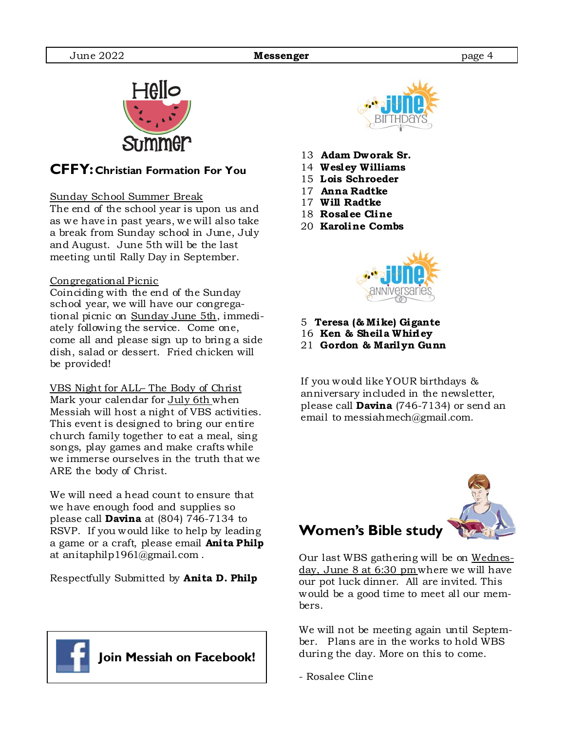Hello Summer

## CFFY: Christian Formation For You

Sunday School Summer Break
The end of the school year is upon us and as we have in past years, we will also take a break from Sunday school in June, July and August. June 5th will be the last meeting until Rally Day in September.

Congregational Picnic
Coinciding with the end of the Sunday school year, we will have our congregational picnic on Sunday June 5th, immediately following the service. Come one, come all and please sign up to bring a side dish, salad or dessert. Fried chicken will be provided!

VBS Night for ALL– The Body of Christ
Mark your calendar for July 6th when Messiah will host a night of VBS activities. This event is designed to bring our entire church family together to eat a meal, sing songs, play games and make crafts while we immerse ourselves in the truth that we ARE the body of Christ.

We will need a head count to ensure that we have enough food and supplies so please call **Davina** at (804) 746-7134 to RSVP. If you would like to help by leading a game or a craft, please email **Anita Philp** at anitaphilp1961@gmail.com .

Respectfully Submitted by **Anita D. Philp**

**Join Messiah on Facebook!**

## June Birthdays

13 **Adam Dworak Sr.**
14 **Wesley Williams**
15 **Lois Schroeder**
17 **Anna Radtke**
17 **Will Radtke**
18 **Rosalee Cline**
20 **Karoline Combs**

## June Anniversaries

5 **Teresa (& Mike) Gigante**
16 **Ken & Sheila Whirley**
21 **Gordon & Marilyn Gunn**

If you would like YOUR birthdays & anniversary included in the newsletter, please call **Davina** (746-7134) or send an email to messiahmech@gmail.com.

## Women's Bible study

Our last WBS gathering will be on Wednesday, June 8 at 6:30 pm where we will have our pot luck dinner. All are invited. This would be a good time to meet all our members.

We will not be meeting again until September. Plans are in the works to hold WBS during the day. More on this to come.

- Rosalee Cline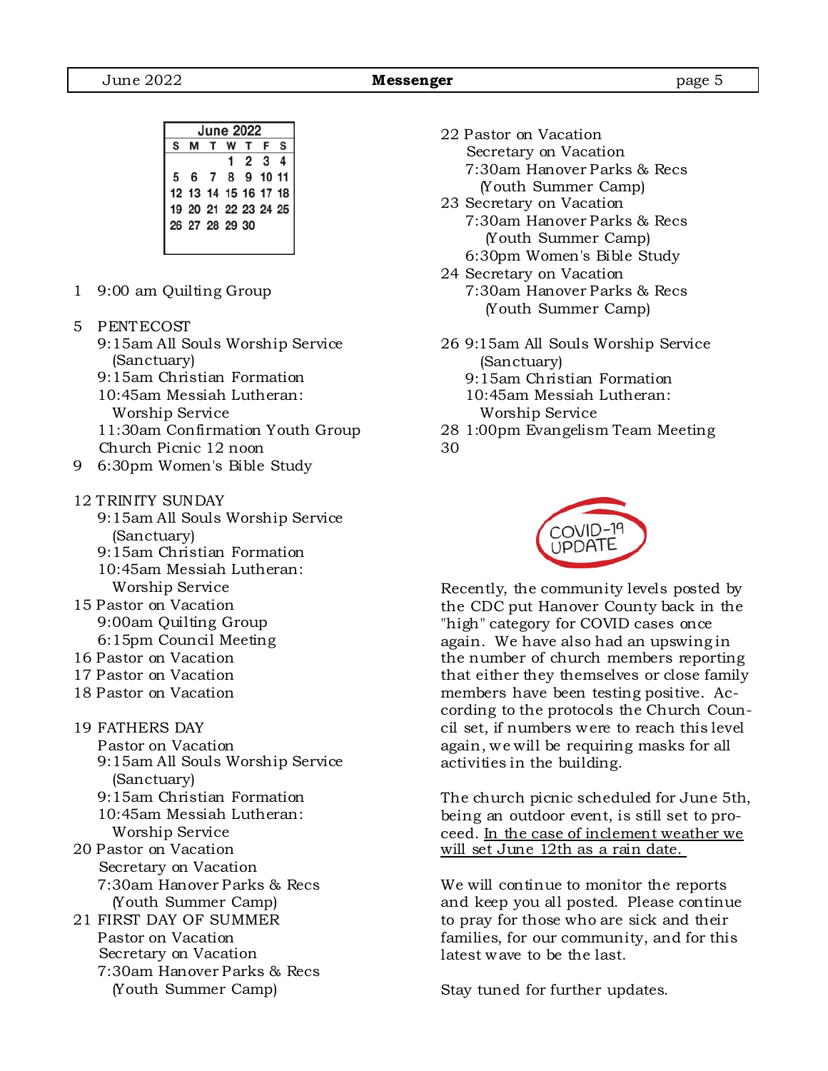| June 2022 | | | | | | |
|---|---|---|---|---|---|---|
| S | M | T | W | T | F | S |
| | | | 1 | 2 | 3 | 4 |
| 5 | 6 | 7 | 8 | 9 | 10 | 11 |
| 12 | 13 | 14 | 15 | 16 | 17 | 18 |
| 19 | 20 | 21 | 22 | 23 | 24 | 25 |
| 26 | 27 | 28 | 29 | 30 | | |

1 9:00 am Quilting Group

5 PENTECOST
- 9:15am All Souls Worship Service (Sanctuary)
- 9:15am Christian Formation
- 10:45am Messiah Lutheran: Worship Service
- 11:30am Confirmation Youth Group
- Church Picnic 12 noon

9 6:30pm Women's Bible Study

12 TRINITY SUNDAY
- 9:15am All Souls Worship Service (Sanctuary)
- 9:15am Christian Formation
- 10:45am Messiah Lutheran: Worship Service

15 Pastor on Vacation
- 9:00am Quilting Group
- 6:15pm Council Meeting

16 Pastor on Vacation

17 Pastor on Vacation

18 Pastor on Vacation

19 FATHERS DAY
- Pastor on Vacation
- 9:15am All Souls Worship Service (Sanctuary)
- 9:15am Christian Formation
- 10:45am Messiah Lutheran: Worship Service

20 Pastor on Vacation
- Secretary on Vacation
- 7:30am Hanover Parks & Recs (Youth Summer Camp)

21 FIRST DAY OF SUMMER
- Pastor on Vacation
- Secretary on Vacation
- 7:30am Hanover Parks & Recs (Youth Summer Camp)

22 Pastor on Vacation
- Secretary on Vacation
- 7:30am Hanover Parks & Recs (Youth Summer Camp)

23 Secretary on Vacation
- 7:30am Hanover Parks & Recs (Youth Summer Camp)
- 6:30pm Women's Bible Study

24 Secretary on Vacation
- 7:30am Hanover Parks & Recs (Youth Summer Camp)

26 9:15am All Souls Worship Service (Sanctuary)
- 9:15am Christian Formation
- 10:45am Messiah Lutheran: Worship Service

28 1:00pm Evangelism Team Meeting

30

## COVID-19 UPDATE

Recently, the community levels posted by the CDC put Hanover County back in the "high" category for COVID cases once again. We have also had an upswing in the number of church members reporting that either they themselves or close family members have been testing positive. According to the protocols the Church Council set, if numbers were to reach this level again, we will be requiring masks for all activities in the building.

The church picnic scheduled for June 5th, being an outdoor event, is still set to proceed. <u>In the case of inclement weather we will set June 12th as a rain date.</u>

We will continue to monitor the reports and keep you all posted. Please continue to pray for those who are sick and their families, for our community, and for this latest wave to be the last.

Stay tuned for further updates.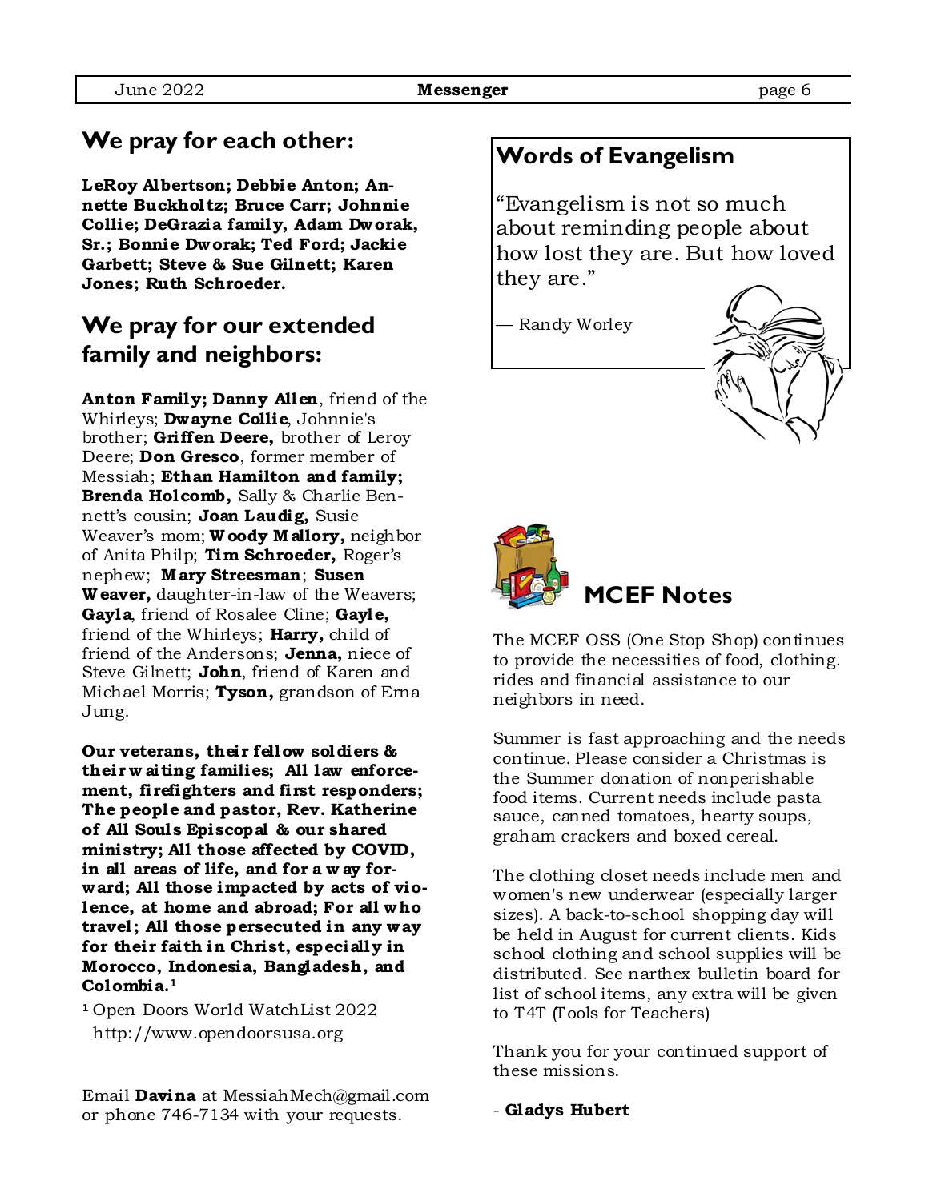## We pray for each other:

**LeRoy Albertson; Debbie Anton; Annette Buckholtz; Bruce Carr; Johnnie Collie; DeGrazia family, Adam Dworak, Sr.; Bonnie Dworak; Ted Ford; Jackie Garbett; Steve & Sue Gilnett; Karen Jones; Ruth Schroeder.**

## We pray for our extended family and neighbors:

**Anton Family; Danny Allen**, friend of the Whirleys; **Dwayne Collie**, Johnnie's brother; **Griffen Deere,** brother of Leroy Deere; **Don Gresco**, former member of Messiah; **Ethan Hamilton and family; Brenda Holcomb,** Sally & Charlie Bennett's cousin; **Joan Laudig,** Susie Weaver's mom; **Woody Mallory,** neighbor of Anita Philp; **Tim Schroeder,** Roger's nephew; **Mary Streesman**; **Susen Weaver,** daughter-in-law of the Weavers; **Gayla**, friend of Rosalee Cline; **Gayle,** friend of the Whirleys; **Harry,** child of friend of the Andersons; **Jenna,** niece of Steve Gilnett; **John**, friend of Karen and Michael Morris; **Tyson,** grandson of Erna Jung.

**Our veterans, their fellow soldiers & their waiting families; All law enforcement, firefighters and first responders; The people and pastor, Rev. Katherine of All Souls Episcopal & our shared ministry; All those affected by COVID, in all areas of life, and for a way forward; All those impacted by acts of violence, at home and abroad; For all who travel; All those persecuted in any way for their faith in Christ, especially in Morocco, Indonesia, Bangladesh, and Colombia.[1]**

[1] Open Doors World WatchList 2022 http://www.opendoorsusa.org

Email **Davina** at MessiahMech@gmail.com or phone 746-7134 with your requests.

## Words of Evangelism

"Evangelism is not so much about reminding people about how lost they are. But how loved they are."

— Randy Worley

## MCEF Notes

The MCEF OSS (One Stop Shop) continues to provide the necessities of food, clothing. rides and financial assistance to our neighbors in need.

Summer is fast approaching and the needs continue. Please consider a Christmas is the Summer donation of nonperishable food items. Current needs include pasta sauce, canned tomatoes, hearty soups, graham crackers and boxed cereal.

The clothing closet needs include men and women's new underwear (especially larger sizes). A back-to-school shopping day will be held in August for current clients. Kids school clothing and school supplies will be distributed. See narthex bulletin board for list of school items, any extra will be given to T4T (Tools for Teachers)

Thank you for your continued support of these missions.

\- **Gladys Hubert**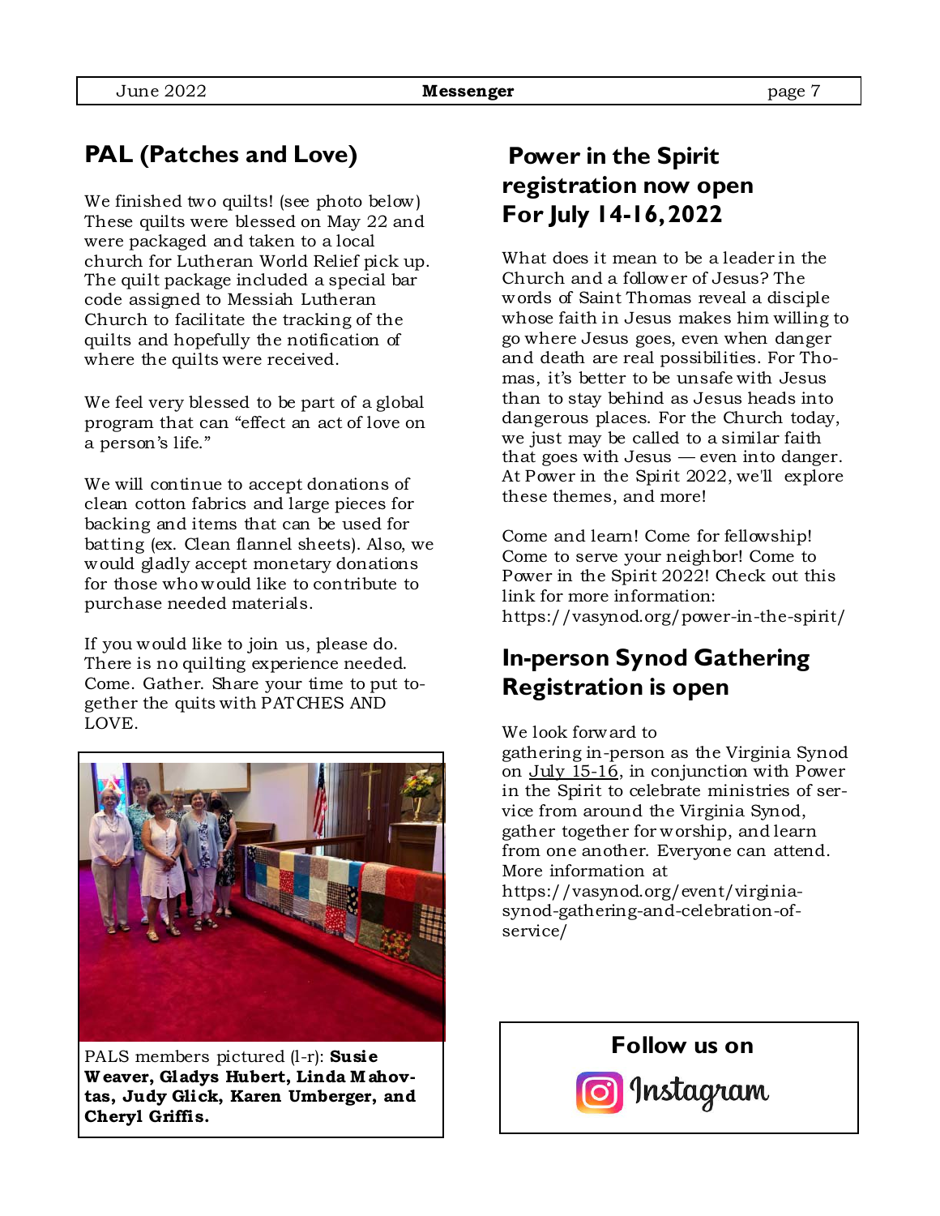## PAL (Patches and Love)

We finished two quilts! (see photo below) These quilts were blessed on May 22 and were packaged and taken to a local church for Lutheran World Relief pick up. The quilt package included a special bar code assigned to Messiah Lutheran Church to facilitate the tracking of the quilts and hopefully the notification of where the quilts were received.

We feel very blessed to be part of a global program that can "effect an act of love on a person's life."

We will continue to accept donations of clean cotton fabrics and large pieces for backing and items that can be used for batting (ex. Clean flannel sheets). Also, we would gladly accept monetary donations for those who would like to contribute to purchase needed materials.

If you would like to join us, please do. There is no quilting experience needed. Come. Gather. Share your time to put together the quits with PATCHES AND LOVE.

PALS members pictured (l-r): **Susie Weaver, Gladys Hubert, Linda Mahovtas, Judy Glick, Karen Umberger, and Cheryl Griffis.**

## Power in the Spirit registration now open For July 14-16, 2022

What does it mean to be a leader in the Church and a follower of Jesus? The words of Saint Thomas reveal a disciple whose faith in Jesus makes him willing to go where Jesus goes, even when danger and death are real possibilities. For Thomas, it's better to be unsafe with Jesus than to stay behind as Jesus heads into dangerous places. For the Church today, we just may be called to a similar faith that goes with Jesus — even into danger. At Power in the Spirit 2022, we'll explore these themes, and more!

Come and learn! Come for fellowship! Come to serve your neighbor! Come to Power in the Spirit 2022! Check out this link for more information: https://vasynod.org/power-in-the-spirit/

## In-person Synod Gathering Registration is open

We look forward to gathering in-person as the Virginia Synod on July 15-16, in conjunction with Power in the Spirit to celebrate ministries of service from around the Virginia Synod, gather together for worship, and learn from one another. Everyone can attend. More information at https://vasynod.org/event/virginia-synod-gathering-and-celebration-of-service/

**Follow us on Instagram**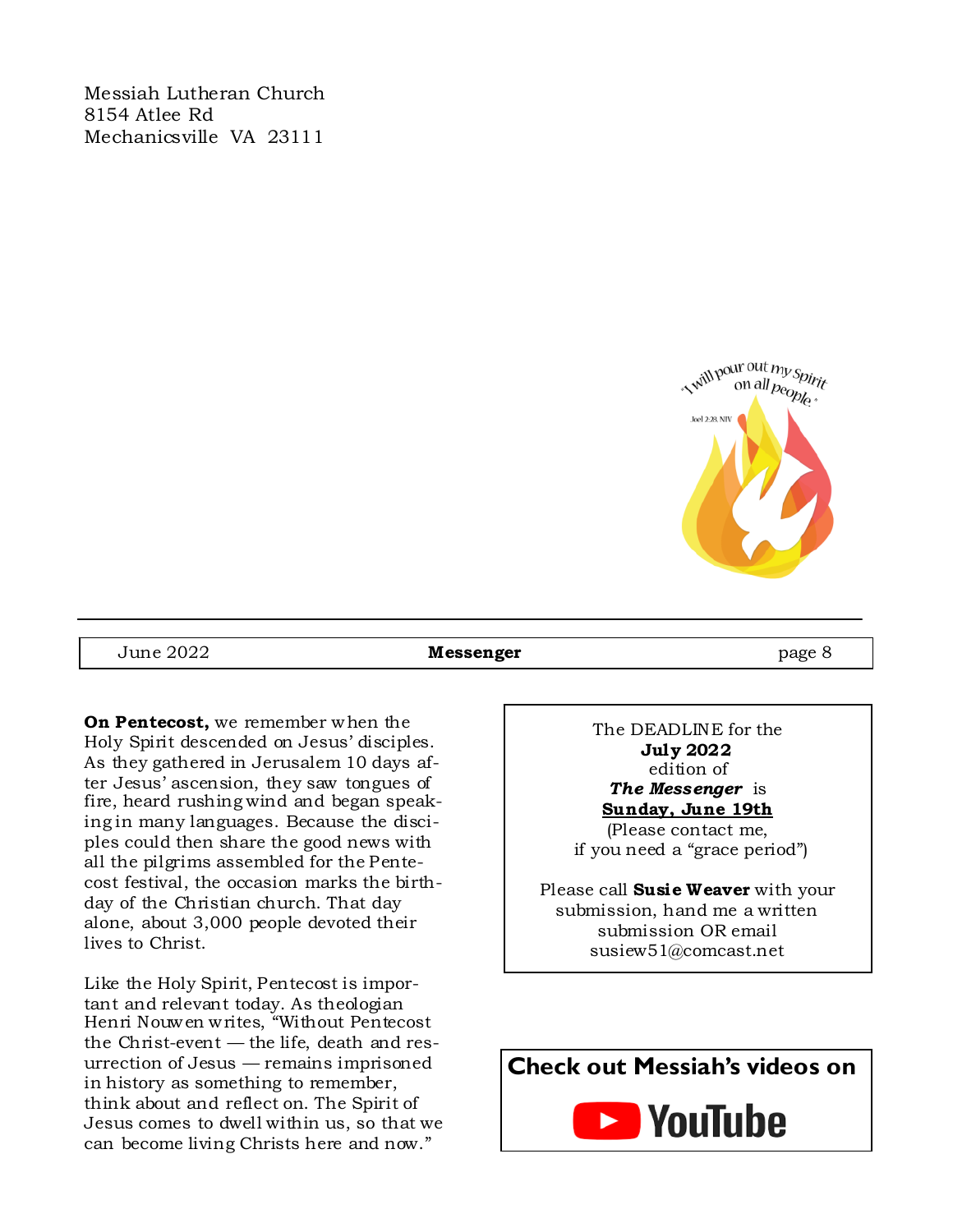Messiah Lutheran Church
8154 Atlee Rd
Mechanicsville VA 23111

"I will pour out my Spirit on all people."
Joel 2:28, NIV

**On Pentecost,** we remember when the Holy Spirit descended on Jesus' disciples. As they gathered in Jerusalem 10 days after Jesus' ascension, they saw tongues of fire, heard rushing wind and began speaking in many languages. Because the disciples could then share the good news with all the pilgrims assembled for the Pentecost festival, the occasion marks the birthday of the Christian church. That day alone, about 3,000 people devoted their lives to Christ.

Like the Holy Spirit, Pentecost is important and relevant today. As theologian Henri Nouwen writes, "Without Pentecost the Christ-event — the life, death and resurrection of Jesus — remains imprisoned in history as something to remember, think about and reflect on. The Spirit of Jesus comes to dwell within us, so that we can become living Christs here and now."

The DEADLINE for the
**July 2022**
edition of
***The Messenger*** is
**Sunday, June 19th**
(Please contact me,
if you need a "grace period")

Please call **Susie Weaver** with your submission, hand me a written submission OR email susiew51@comcast.net

**Check out Messiah's videos on**

**YouTube**